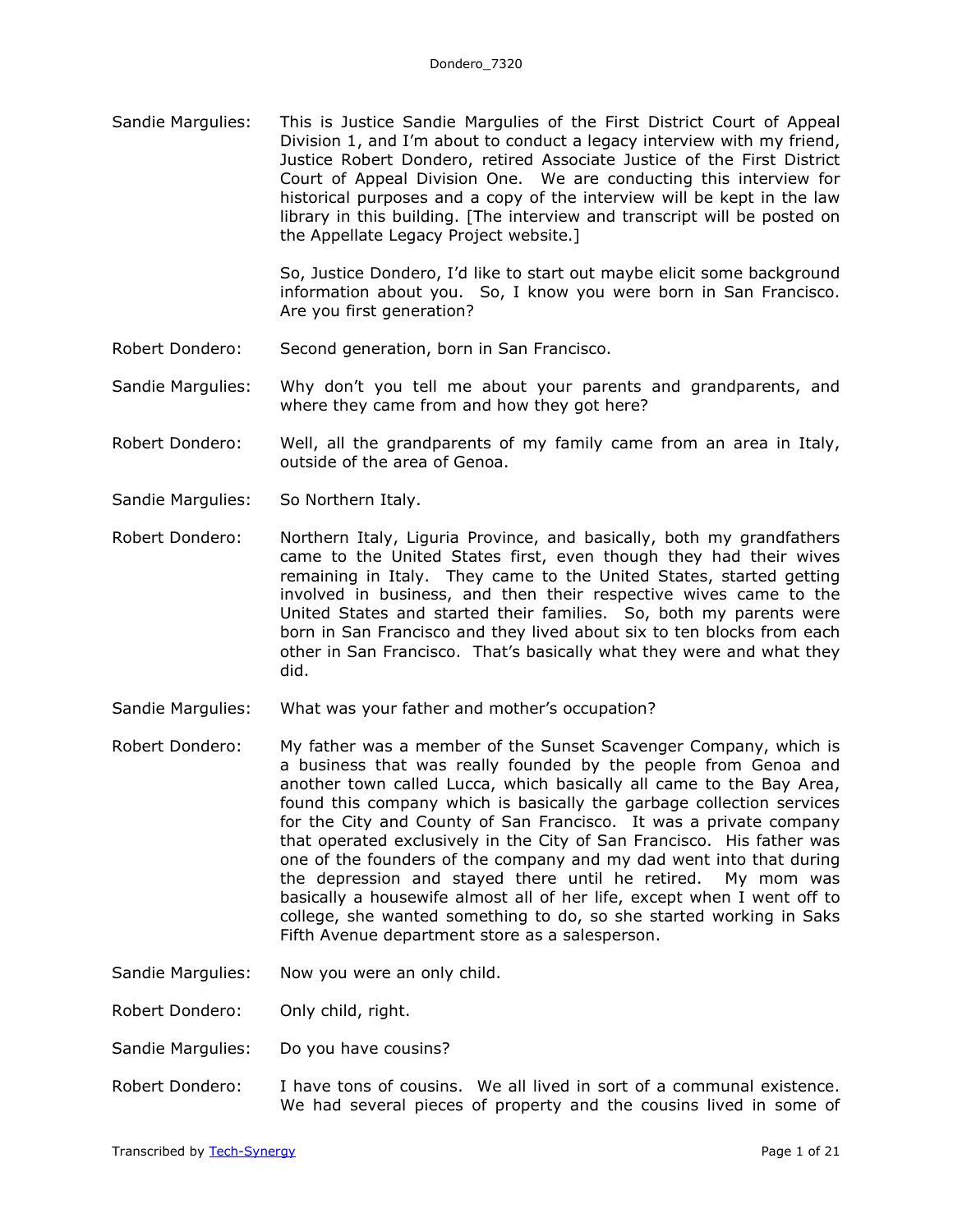**Sandie Margulies:** This is Justice Sandie Margulies of the First District Court of Appeal Division 1, and I'm about to conduct a legacy interview with my friend, Justice Robert Dondero, retired Associate Justice of the First District Court of Appeal Division One. We are conducting this interview for historical purposes and a copy of the interview will be kept in the law library in this building. [The interview and transcript will be posted on the Appellate Legacy Project website.]

So, Justice Dondero, I'd like to start out maybe elicit some background information about you. So, I know you were born in San Francisco. Are you first generation?

**Robert Dondero:** Second generation, born in San Francisco.

**Sandie Margulies:** Why don't you tell me about your parents and grandparents, and where they came from and how they got here?

**Robert Dondero:** Well, all the grandparents of my family came from an area in Italy, outside of the area of Genoa.

**Sandie Margulies:** So Northern Italy.

**Robert Dondero:** Northern Italy, Liguria Province, and basically, both my grandfathers came to the United States first, even though they had their wives remaining in Italy. They came to the United States, started getting involved in business, and then their respective wives came to the United States and started their families. So, both my parents were born in San Francisco and they lived about six to ten blocks from each other in San Francisco. That's basically what they were and what they did.

**Sandie Margulies:** What was your father and mother's occupation?

**Robert Dondero:** My father was a member of the Sunset Scavenger Company, which is a business that was really founded by the people from Genoa and another town called Lucca, which basically all came to the Bay Area, found this company which is basically the garbage collection services for the City and County of San Francisco. It was a private company that operated exclusively in the City of San Francisco. His father was one of the founders of the company and my dad went into that during the depression and stayed there until he retired. My mom was basically a housewife almost all of her life, except when I went off to college, she wanted something to do, so she started working in Saks Fifth Avenue department store as a salesperson.

**Sandie Margulies:** Now you were an only child.

**Robert Dondero:** Only child, right.

**Sandie Margulies:** Do you have cousins?

**Robert Dondero:** I have tons of cousins. We all lived in sort of a communal existence. We had several pieces of property and the cousins lived in some of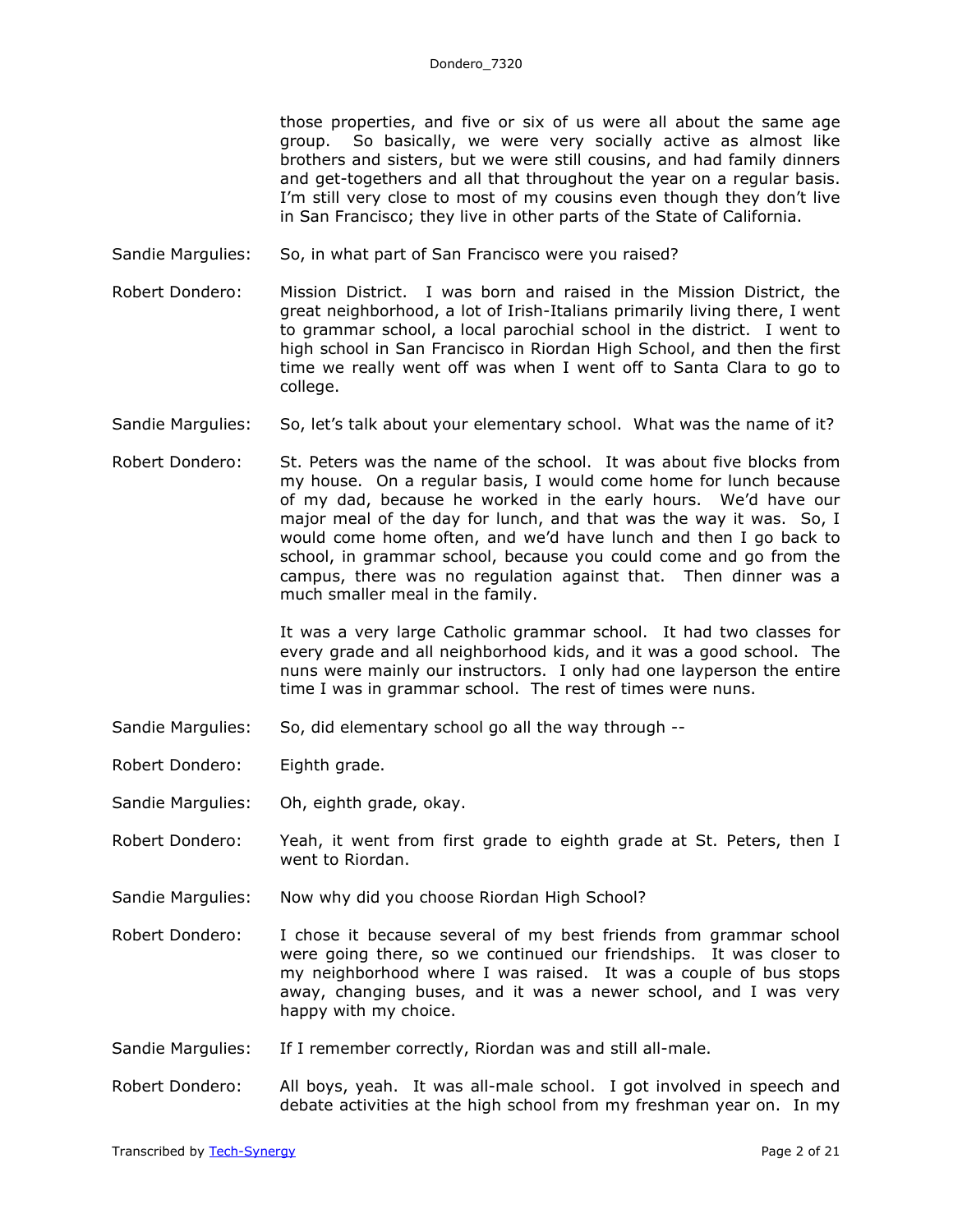those properties, and five or six of us were all about the same age group. So basically, we were very socially active as almost like brothers and sisters, but we were still cousins, and had family dinners and get-togethers and all that throughout the year on a regular basis. I'm still very close to most of my cousins even though they don't live in San Francisco; they live in other parts of the State of California.

Sandie Margulies: So, in what part of San Francisco were you raised?

Robert Dondero: Mission District. I was born and raised in the Mission District, the great neighborhood, a lot of Irish-Italians primarily living there, I went to grammar school, a local parochial school in the district. I went to high school in San Francisco in Riordan High School, and then the first time we really went off was when I went off to Santa Clara to go to college.

Sandie Margulies: So, let's talk about your elementary school. What was the name of it?

Robert Dondero: St. Peters was the name of the school. It was about five blocks from my house. On a regular basis, I would come home for lunch because of my dad, because he worked in the early hours. We'd have our major meal of the day for lunch, and that was the way it was. So, I would come home often, and we'd have lunch and then I go back to school, in grammar school, because you could come and go from the campus, there was no regulation against that. Then dinner was a much smaller meal in the family.

It was a very large Catholic grammar school. It had two classes for every grade and all neighborhood kids, and it was a good school. The nuns were mainly our instructors. I only had one layperson the entire time I was in grammar school. The rest of times were nuns.

Sandie Margulies: So, did elementary school go all the way through --

Robert Dondero: Eighth grade.

Sandie Margulies: Oh, eighth grade, okay.

Robert Dondero: Yeah, it went from first grade to eighth grade at St. Peters, then I went to Riordan.

Sandie Margulies: Now why did you choose Riordan High School?

Robert Dondero: I chose it because several of my best friends from grammar school were going there, so we continued our friendships. It was closer to my neighborhood where I was raised. It was a couple of bus stops away, changing buses, and it was a newer school, and I was very happy with my choice.

Sandie Margulies: If I remember correctly, Riordan was and still all-male.

Robert Dondero: All boys, yeah. It was all-male school. I got involved in speech and debate activities at the high school from my freshman year on. In my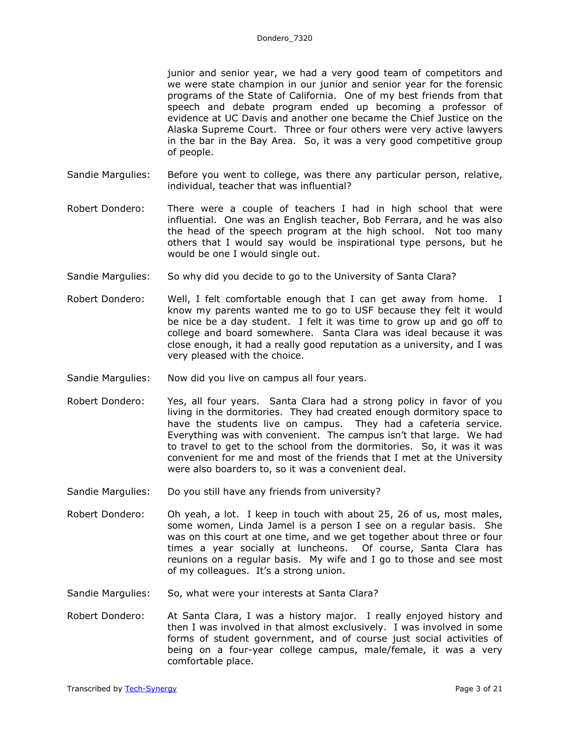junior and senior year, we had a very good team of competitors and we were state champion in our junior and senior year for the forensic programs of the State of California. One of my best friends from that speech and debate program ended up becoming a professor of evidence at UC Davis and another one became the Chief Justice on the Alaska Supreme Court. Three or four others were very active lawyers in the bar in the Bay Area. So, it was a very good competitive group of people.

Sandie Margulies: Before you went to college, was there any particular person, relative, individual, teacher that was influential?

Robert Dondero: There were a couple of teachers I had in high school that were influential. One was an English teacher, Bob Ferrara, and he was also the head of the speech program at the high school. Not too many others that I would say would be inspirational type persons, but he would be one I would single out.

Sandie Margulies: So why did you decide to go to the University of Santa Clara?

Robert Dondero: Well, I felt comfortable enough that I can get away from home. I know my parents wanted me to go to USF because they felt it would be nice be a day student. I felt it was time to grow up and go off to college and board somewhere. Santa Clara was ideal because it was close enough, it had a really good reputation as a university, and I was very pleased with the choice.

Sandie Margulies: Now did you live on campus all four years.

Robert Dondero: Yes, all four years. Santa Clara had a strong policy in favor of you living in the dormitories. They had created enough dormitory space to have the students live on campus. They had a cafeteria service. Everything was with convenient. The campus isn't that large. We had to travel to get to the school from the dormitories. So, it was it was convenient for me and most of the friends that I met at the University were also boarders to, so it was a convenient deal.

Sandie Margulies: Do you still have any friends from university?

Robert Dondero: Oh yeah, a lot. I keep in touch with about 25, 26 of us, most males, some women, Linda Jamel is a person I see on a regular basis. She was on this court at one time, and we get together about three or four times a year socially at luncheons. Of course, Santa Clara has reunions on a regular basis. My wife and I go to those and see most of my colleagues. It's a strong union.

Sandie Margulies: So, what were your interests at Santa Clara?

Robert Dondero: At Santa Clara, I was a history major. I really enjoyed history and then I was involved in that almost exclusively. I was involved in some forms of student government, and of course just social activities of being on a four-year college campus, male/female, it was a very comfortable place.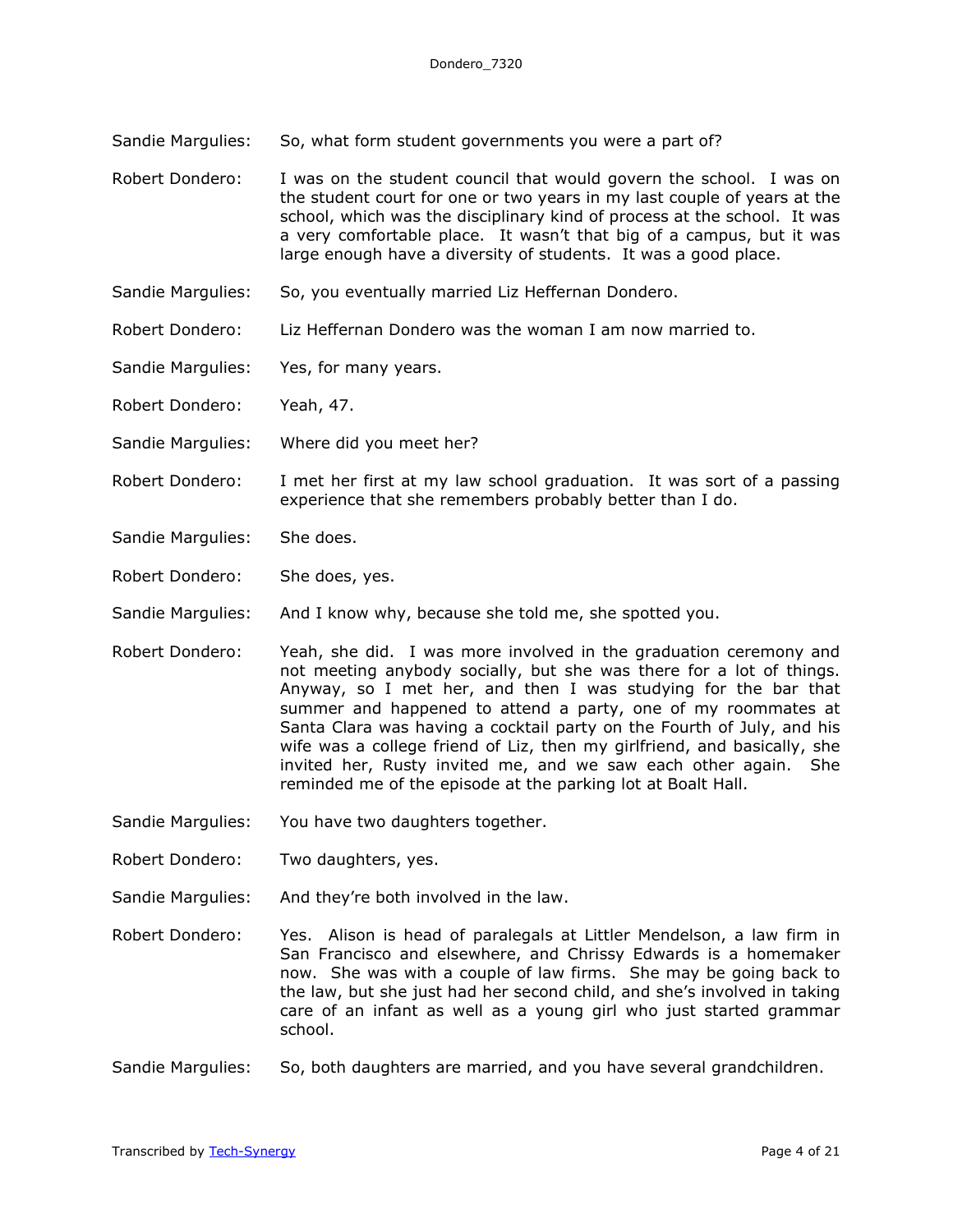Sandie Margulies: So, what form student governments you were a part of?

Robert Dondero: I was on the student council that would govern the school. I was on the student court for one or two years in my last couple of years at the school, which was the disciplinary kind of process at the school. It was a very comfortable place. It wasn't that big of a campus, but it was large enough have a diversity of students. It was a good place.

Sandie Margulies: So, you eventually married Liz Heffernan Dondero.

Robert Dondero: Liz Heffernan Dondero was the woman I am now married to.

Sandie Margulies: Yes, for many years.

Robert Dondero: Yeah, 47.

Sandie Margulies: Where did you meet her?

Robert Dondero: I met her first at my law school graduation. It was sort of a passing experience that she remembers probably better than I do.

Sandie Margulies: She does.

Robert Dondero: She does, yes.

Sandie Margulies: And I know why, because she told me, she spotted you.

Robert Dondero: Yeah, she did. I was more involved in the graduation ceremony and not meeting anybody socially, but she was there for a lot of things. Anyway, so I met her, and then I was studying for the bar that summer and happened to attend a party, one of my roommates at Santa Clara was having a cocktail party on the Fourth of July, and his wife was a college friend of Liz, then my girlfriend, and basically, she invited her, Rusty invited me, and we saw each other again. She reminded me of the episode at the parking lot at Boalt Hall.

Sandie Margulies: You have two daughters together.

Robert Dondero: Two daughters, yes.

Sandie Margulies: And they're both involved in the law.

Robert Dondero: Yes. Alison is head of paralegals at Littler Mendelson, a law firm in San Francisco and elsewhere, and Chrissy Edwards is a homemaker now. She was with a couple of law firms. She may be going back to the law, but she just had her second child, and she's involved in taking care of an infant as well as a young girl who just started grammar school.

Sandie Margulies: So, both daughters are married, and you have several grandchildren.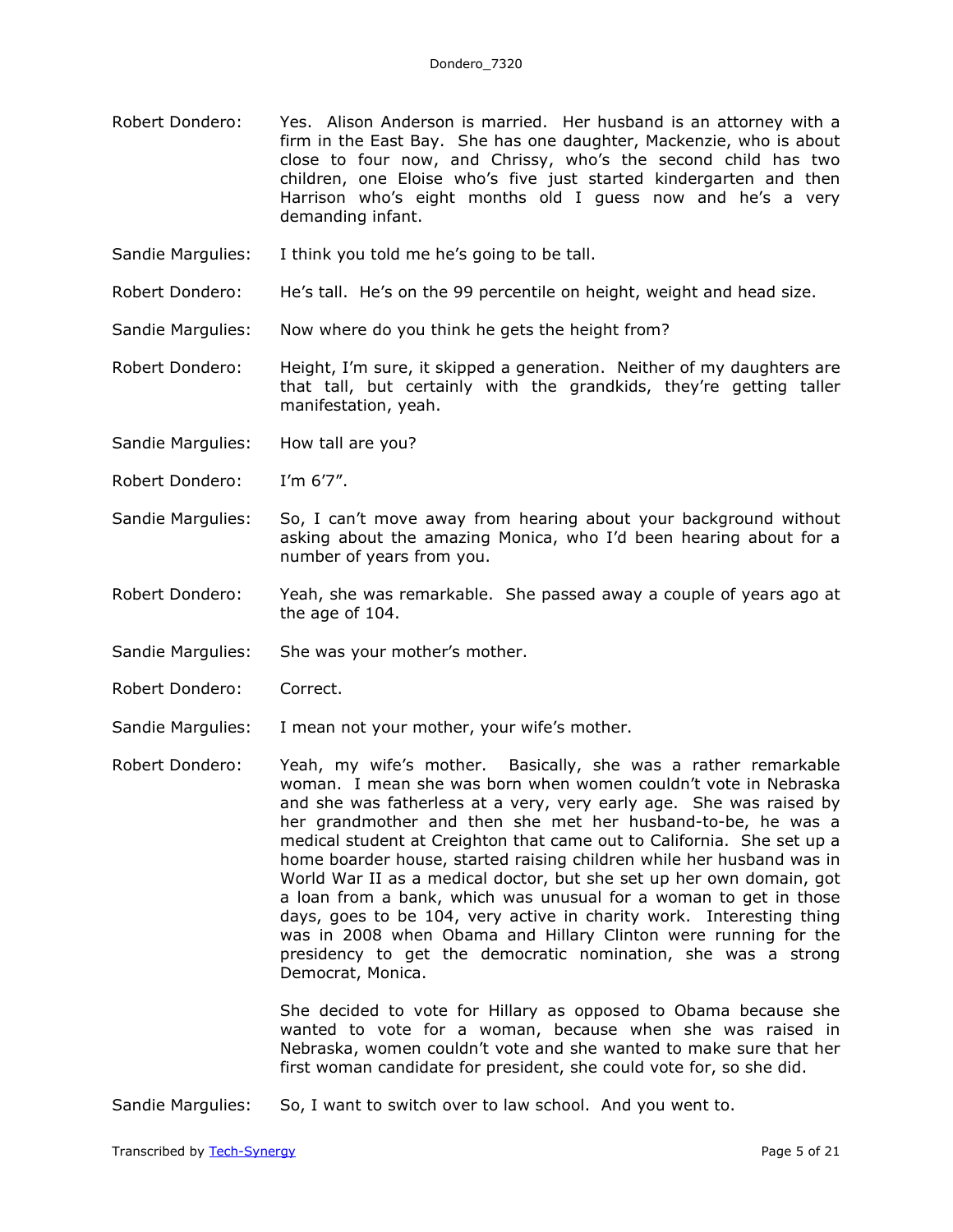Robert Dondero: Yes. Alison Anderson is married. Her husband is an attorney with a firm in the East Bay. She has one daughter, Mackenzie, who is about close to four now, and Chrissy, who's the second child has two children, one Eloise who's five just started kindergarten and then Harrison who's eight months old I guess now and he's a very demanding infant.

Sandie Margulies: I think you told me he's going to be tall.

Robert Dondero: He's tall. He's on the 99 percentile on height, weight and head size.

Sandie Margulies: Now where do you think he gets the height from?

Robert Dondero: Height, I'm sure, it skipped a generation. Neither of my daughters are that tall, but certainly with the grandkids, they're getting taller manifestation, yeah.

Sandie Margulies: How tall are you?

Robert Dondero: I'm 6'7".

Sandie Margulies: So, I can't move away from hearing about your background without asking about the amazing Monica, who I'd been hearing about for a number of years from you.

Robert Dondero: Yeah, she was remarkable. She passed away a couple of years ago at the age of 104.

Sandie Margulies: She was your mother's mother.

Robert Dondero: Correct.

Sandie Margulies: I mean not your mother, your wife's mother.

Robert Dondero: Yeah, my wife's mother. Basically, she was a rather remarkable woman. I mean she was born when women couldn't vote in Nebraska and she was fatherless at a very, very early age. She was raised by her grandmother and then she met her husband-to-be, he was a medical student at Creighton that came out to California. She set up a home boarder house, started raising children while her husband was in World War II as a medical doctor, but she set up her own domain, got a loan from a bank, which was unusual for a woman to get in those days, goes to be 104, very active in charity work. Interesting thing was in 2008 when Obama and Hillary Clinton were running for the presidency to get the democratic nomination, she was a strong Democrat, Monica.

She decided to vote for Hillary as opposed to Obama because she wanted to vote for a woman, because when she was raised in Nebraska, women couldn't vote and she wanted to make sure that her first woman candidate for president, she could vote for, so she did.

Sandie Margulies: So, I want to switch over to law school. And you went to.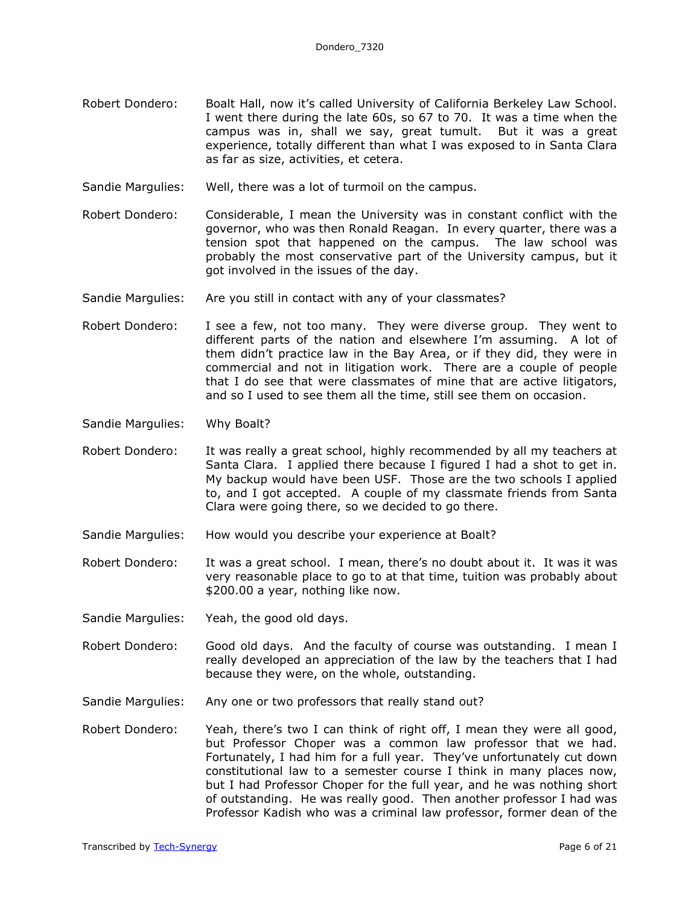Robert Dondero: Boalt Hall, now it's called University of California Berkeley Law School. I went there during the late 60s, so 67 to 70. It was a time when the campus was in, shall we say, great tumult. But it was a great experience, totally different than what I was exposed to in Santa Clara as far as size, activities, et cetera.

Sandie Margulies: Well, there was a lot of turmoil on the campus.

Robert Dondero: Considerable, I mean the University was in constant conflict with the governor, who was then Ronald Reagan. In every quarter, there was a tension spot that happened on the campus. The law school was probably the most conservative part of the University campus, but it got involved in the issues of the day.

Sandie Margulies: Are you still in contact with any of your classmates?

Robert Dondero: I see a few, not too many. They were diverse group. They went to different parts of the nation and elsewhere I'm assuming. A lot of them didn't practice law in the Bay Area, or if they did, they were in commercial and not in litigation work. There are a couple of people that I do see that were classmates of mine that are active litigators, and so I used to see them all the time, still see them on occasion.

Sandie Margulies: Why Boalt?

Robert Dondero: It was really a great school, highly recommended by all my teachers at Santa Clara. I applied there because I figured I had a shot to get in. My backup would have been USF. Those are the two schools I applied to, and I got accepted. A couple of my classmate friends from Santa Clara were going there, so we decided to go there.

Sandie Margulies: How would you describe your experience at Boalt?

Robert Dondero: It was a great school. I mean, there's no doubt about it. It was it was very reasonable place to go to at that time, tuition was probably about $200.00 a year, nothing like now.

Sandie Margulies: Yeah, the good old days.

Robert Dondero: Good old days. And the faculty of course was outstanding. I mean I really developed an appreciation of the law by the teachers that I had because they were, on the whole, outstanding.

Sandie Margulies: Any one or two professors that really stand out?

Robert Dondero: Yeah, there's two I can think of right off, I mean they were all good, but Professor Choper was a common law professor that we had. Fortunately, I had him for a full year. They've unfortunately cut down constitutional law to a semester course I think in many places now, but I had Professor Choper for the full year, and he was nothing short of outstanding. He was really good. Then another professor I had was Professor Kadish who was a criminal law professor, former dean of the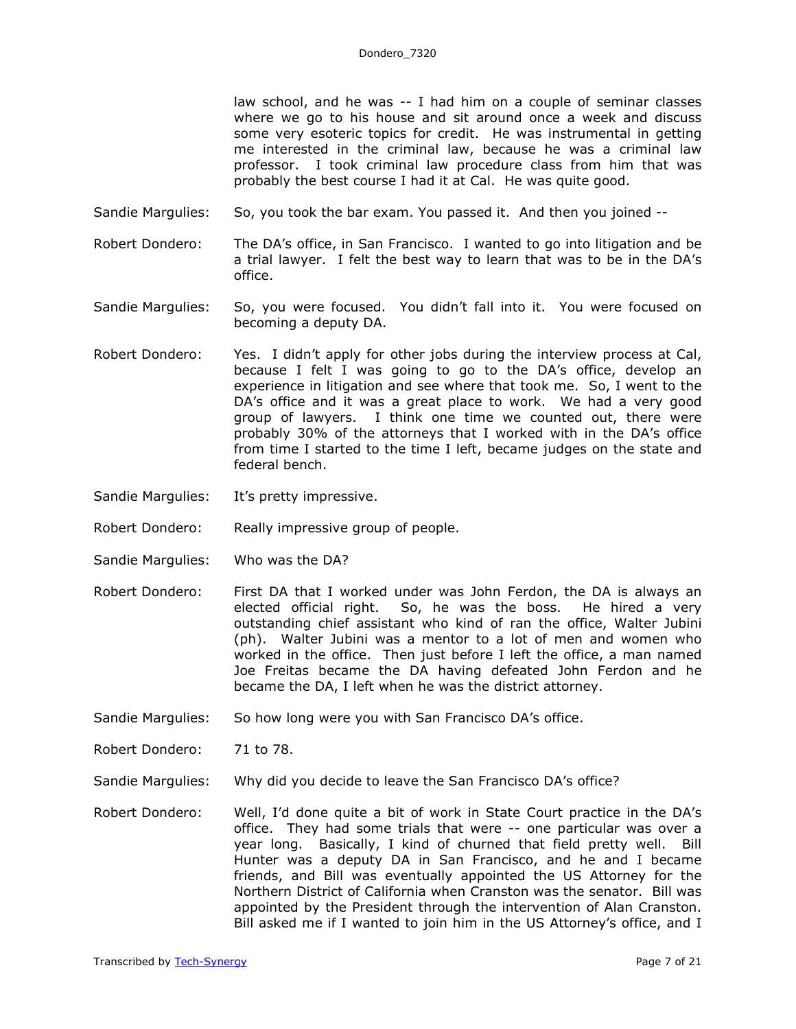law school, and he was -- I had him on a couple of seminar classes where we go to his house and sit around once a week and discuss some very esoteric topics for credit. He was instrumental in getting me interested in the criminal law, because he was a criminal law professor. I took criminal law procedure class from him that was probably the best course I had it at Cal. He was quite good.

Sandie Margulies: So, you took the bar exam. You passed it. And then you joined --

Robert Dondero: The DA's office, in San Francisco. I wanted to go into litigation and be a trial lawyer. I felt the best way to learn that was to be in the DA's office.

Sandie Margulies: So, you were focused. You didn't fall into it. You were focused on becoming a deputy DA.

Robert Dondero: Yes. I didn't apply for other jobs during the interview process at Cal, because I felt I was going to go to the DA's office, develop an experience in litigation and see where that took me. So, I went to the DA's office and it was a great place to work. We had a very good group of lawyers. I think one time we counted out, there were probably 30% of the attorneys that I worked with in the DA's office from time I started to the time I left, became judges on the state and federal bench.

Sandie Margulies: It's pretty impressive.

Robert Dondero: Really impressive group of people.

Sandie Margulies: Who was the DA?

Robert Dondero: First DA that I worked under was John Ferdon, the DA is always an elected official right. So, he was the boss. He hired a very outstanding chief assistant who kind of ran the office, Walter Jubini (ph). Walter Jubini was a mentor to a lot of men and women who worked in the office. Then just before I left the office, a man named Joe Freitas became the DA having defeated John Ferdon and he became the DA, I left when he was the district attorney.

Sandie Margulies: So how long were you with San Francisco DA's office.

Robert Dondero: 71 to 78.

Sandie Margulies: Why did you decide to leave the San Francisco DA's office?

Robert Dondero: Well, I'd done quite a bit of work in State Court practice in the DA's office. They had some trials that were -- one particular was over a year long. Basically, I kind of churned that field pretty well. Bill Hunter was a deputy DA in San Francisco, and he and I became friends, and Bill was eventually appointed the US Attorney for the Northern District of California when Cranston was the senator. Bill was appointed by the President through the intervention of Alan Cranston. Bill asked me if I wanted to join him in the US Attorney's office, and I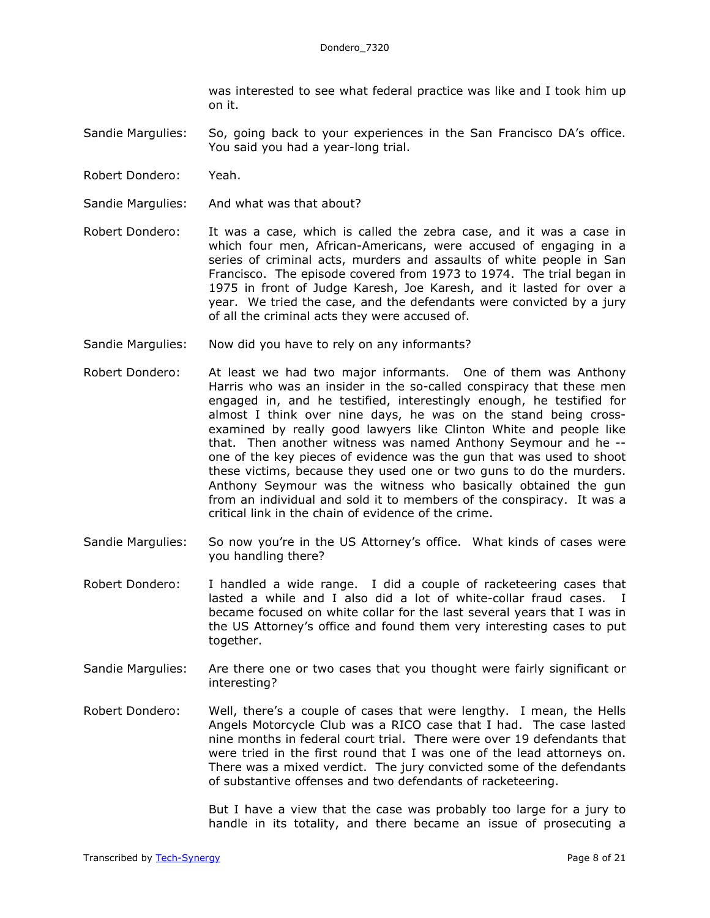was interested to see what federal practice was like and I took him up on it.

Sandie Margulies: So, going back to your experiences in the San Francisco DA's office. You said you had a year-long trial.

Robert Dondero: Yeah.

Sandie Margulies: And what was that about?

Robert Dondero: It was a case, which is called the zebra case, and it was a case in which four men, African-Americans, were accused of engaging in a series of criminal acts, murders and assaults of white people in San Francisco. The episode covered from 1973 to 1974. The trial began in 1975 in front of Judge Karesh, Joe Karesh, and it lasted for over a year. We tried the case, and the defendants were convicted by a jury of all the criminal acts they were accused of.

Sandie Margulies: Now did you have to rely on any informants?

Robert Dondero: At least we had two major informants. One of them was Anthony Harris who was an insider in the so-called conspiracy that these men engaged in, and he testified, interestingly enough, he testified for almost I think over nine days, he was on the stand being cross-examined by really good lawyers like Clinton White and people like that. Then another witness was named Anthony Seymour and he -- one of the key pieces of evidence was the gun that was used to shoot these victims, because they used one or two guns to do the murders. Anthony Seymour was the witness who basically obtained the gun from an individual and sold it to members of the conspiracy. It was a critical link in the chain of evidence of the crime.

Sandie Margulies: So now you're in the US Attorney's office. What kinds of cases were you handling there?

Robert Dondero: I handled a wide range. I did a couple of racketeering cases that lasted a while and I also did a lot of white-collar fraud cases. I became focused on white collar for the last several years that I was in the US Attorney's office and found them very interesting cases to put together.

Sandie Margulies: Are there one or two cases that you thought were fairly significant or interesting?

Robert Dondero: Well, there's a couple of cases that were lengthy. I mean, the Hells Angels Motorcycle Club was a RICO case that I had. The case lasted nine months in federal court trial. There were over 19 defendants that were tried in the first round that I was one of the lead attorneys on. There was a mixed verdict. The jury convicted some of the defendants of substantive offenses and two defendants of racketeering.

But I have a view that the case was probably too large for a jury to handle in its totality, and there became an issue of prosecuting a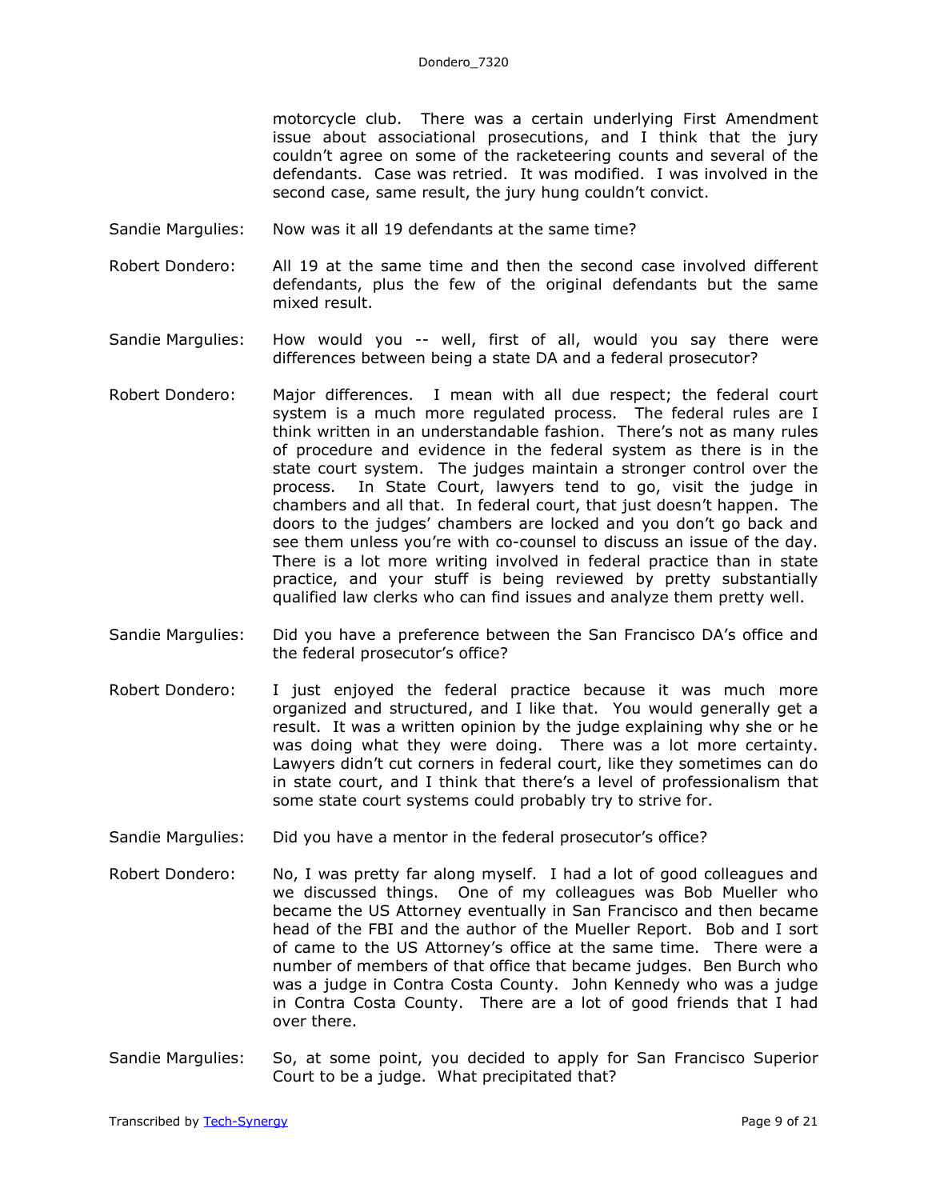motorcycle club. There was a certain underlying First Amendment issue about associational prosecutions, and I think that the jury couldn't agree on some of the racketeering counts and several of the defendants. Case was retried. It was modified. I was involved in the second case, same result, the jury hung couldn't convict.

Sandie Margulies: Now was it all 19 defendants at the same time?

Robert Dondero: All 19 at the same time and then the second case involved different defendants, plus the few of the original defendants but the same mixed result.

Sandie Margulies: How would you -- well, first of all, would you say there were differences between being a state DA and a federal prosecutor?

Robert Dondero: Major differences. I mean with all due respect; the federal court system is a much more regulated process. The federal rules are I think written in an understandable fashion. There's not as many rules of procedure and evidence in the federal system as there is in the state court system. The judges maintain a stronger control over the process. In State Court, lawyers tend to go, visit the judge in chambers and all that. In federal court, that just doesn't happen. The doors to the judges' chambers are locked and you don't go back and see them unless you're with co-counsel to discuss an issue of the day. There is a lot more writing involved in federal practice than in state practice, and your stuff is being reviewed by pretty substantially qualified law clerks who can find issues and analyze them pretty well.

Sandie Margulies: Did you have a preference between the San Francisco DA's office and the federal prosecutor's office?

Robert Dondero: I just enjoyed the federal practice because it was much more organized and structured, and I like that. You would generally get a result. It was a written opinion by the judge explaining why she or he was doing what they were doing. There was a lot more certainty. Lawyers didn't cut corners in federal court, like they sometimes can do in state court, and I think that there's a level of professionalism that some state court systems could probably try to strive for.

Sandie Margulies: Did you have a mentor in the federal prosecutor's office?

Robert Dondero: No, I was pretty far along myself. I had a lot of good colleagues and we discussed things. One of my colleagues was Bob Mueller who became the US Attorney eventually in San Francisco and then became head of the FBI and the author of the Mueller Report. Bob and I sort of came to the US Attorney's office at the same time. There were a number of members of that office that became judges. Ben Burch who was a judge in Contra Costa County. John Kennedy who was a judge in Contra Costa County. There are a lot of good friends that I had over there.

Sandie Margulies: So, at some point, you decided to apply for San Francisco Superior Court to be a judge. What precipitated that?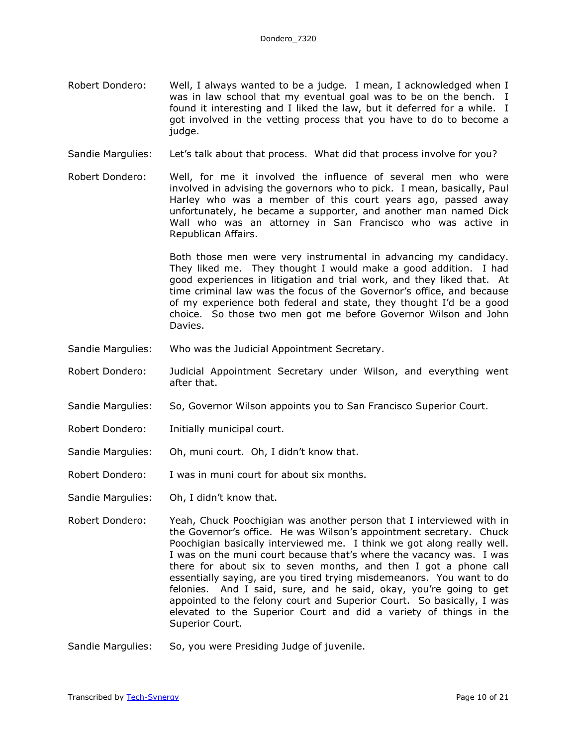Robert Dondero: Well, I always wanted to be a judge. I mean, I acknowledged when I was in law school that my eventual goal was to be on the bench. I found it interesting and I liked the law, but it deferred for a while. I got involved in the vetting process that you have to do to become a judge.

Sandie Margulies: Let's talk about that process. What did that process involve for you?

Robert Dondero: Well, for me it involved the influence of several men who were involved in advising the governors who to pick. I mean, basically, Paul Harley who was a member of this court years ago, passed away unfortunately, he became a supporter, and another man named Dick Wall who was an attorney in San Francisco who was active in Republican Affairs.

Both those men were very instrumental in advancing my candidacy. They liked me. They thought I would make a good addition. I had good experiences in litigation and trial work, and they liked that. At time criminal law was the focus of the Governor's office, and because of my experience both federal and state, they thought I'd be a good choice. So those two men got me before Governor Wilson and John Davies.

Sandie Margulies: Who was the Judicial Appointment Secretary.

Robert Dondero: Judicial Appointment Secretary under Wilson, and everything went after that.

Sandie Margulies: So, Governor Wilson appoints you to San Francisco Superior Court.

Robert Dondero: Initially municipal court.

Sandie Margulies: Oh, muni court. Oh, I didn't know that.

Robert Dondero: I was in muni court for about six months.

Sandie Margulies: Oh, I didn't know that.

Robert Dondero: Yeah, Chuck Poochigian was another person that I interviewed with in the Governor's office. He was Wilson's appointment secretary. Chuck Poochigian basically interviewed me. I think we got along really well. I was on the muni court because that's where the vacancy was. I was there for about six to seven months, and then I got a phone call essentially saying, are you tired trying misdemeanors. You want to do felonies. And I said, sure, and he said, okay, you're going to get appointed to the felony court and Superior Court. So basically, I was elevated to the Superior Court and did a variety of things in the Superior Court.

Sandie Margulies: So, you were Presiding Judge of juvenile.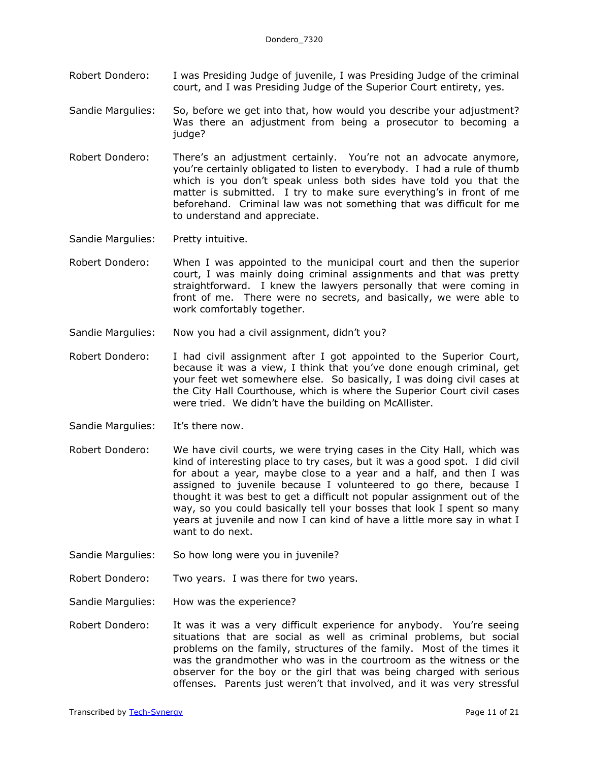Robert Dondero: I was Presiding Judge of juvenile, I was Presiding Judge of the criminal court, and I was Presiding Judge of the Superior Court entirety, yes.

Sandie Margulies: So, before we get into that, how would you describe your adjustment? Was there an adjustment from being a prosecutor to becoming a judge?

Robert Dondero: There's an adjustment certainly. You're not an advocate anymore, you're certainly obligated to listen to everybody. I had a rule of thumb which is you don't speak unless both sides have told you that the matter is submitted. I try to make sure everything's in front of me beforehand. Criminal law was not something that was difficult for me to understand and appreciate.

Sandie Margulies: Pretty intuitive.

Robert Dondero: When I was appointed to the municipal court and then the superior court, I was mainly doing criminal assignments and that was pretty straightforward. I knew the lawyers personally that were coming in front of me. There were no secrets, and basically, we were able to work comfortably together.

Sandie Margulies: Now you had a civil assignment, didn't you?

Robert Dondero: I had civil assignment after I got appointed to the Superior Court, because it was a view, I think that you've done enough criminal, get your feet wet somewhere else. So basically, I was doing civil cases at the City Hall Courthouse, which is where the Superior Court civil cases were tried. We didn't have the building on McAllister.

Sandie Margulies: It's there now.

Robert Dondero: We have civil courts, we were trying cases in the City Hall, which was kind of interesting place to try cases, but it was a good spot. I did civil for about a year, maybe close to a year and a half, and then I was assigned to juvenile because I volunteered to go there, because I thought it was best to get a difficult not popular assignment out of the way, so you could basically tell your bosses that look I spent so many years at juvenile and now I can kind of have a little more say in what I want to do next.

Sandie Margulies: So how long were you in juvenile?

Robert Dondero: Two years. I was there for two years.

Sandie Margulies: How was the experience?

Robert Dondero: It was it was a very difficult experience for anybody. You're seeing situations that are social as well as criminal problems, but social problems on the family, structures of the family. Most of the times it was the grandmother who was in the courtroom as the witness or the observer for the boy or the girl that was being charged with serious offenses. Parents just weren't that involved, and it was very stressful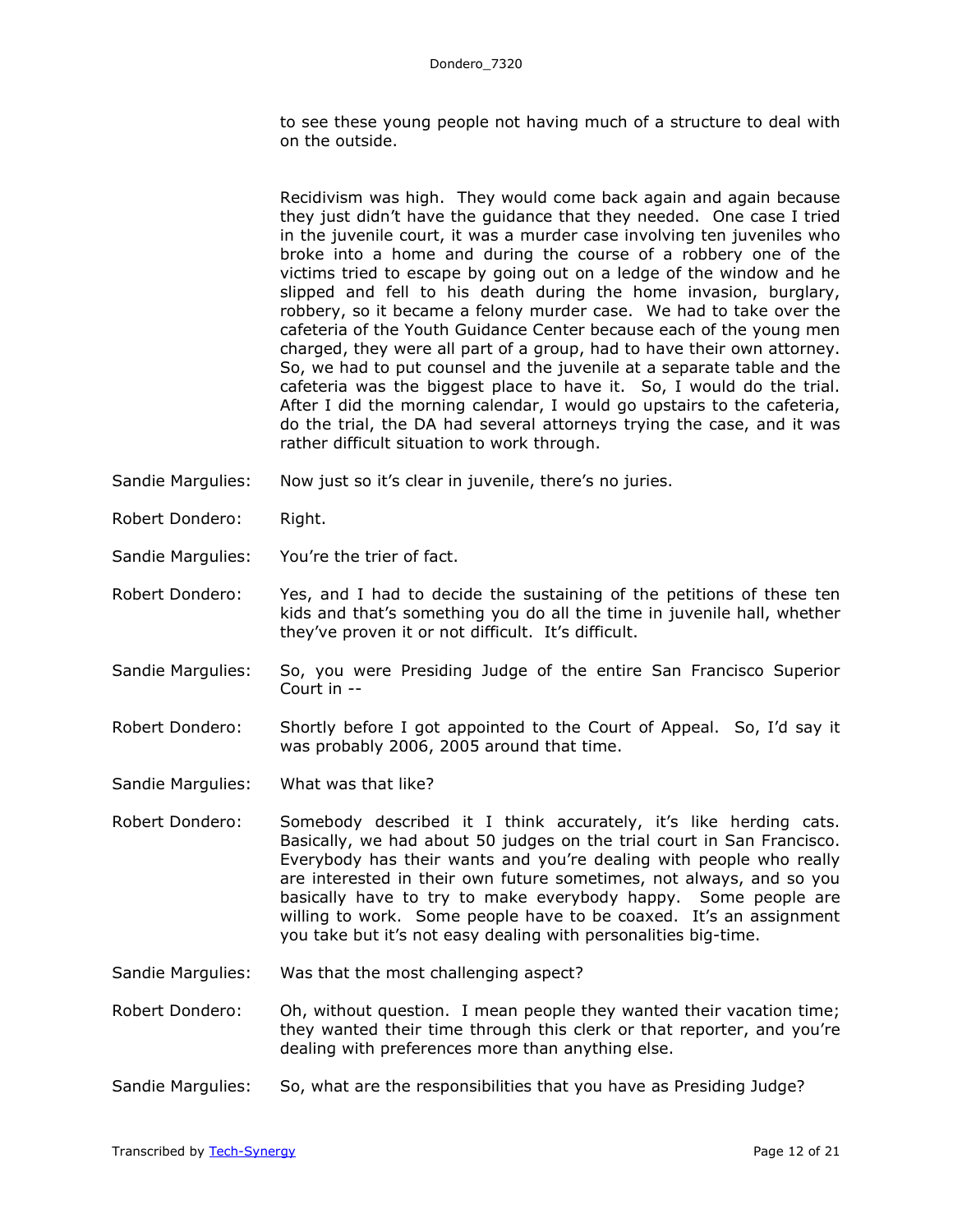to see these young people not having much of a structure to deal with on the outside.

Recidivism was high. They would come back again and again because they just didn't have the guidance that they needed. One case I tried in the juvenile court, it was a murder case involving ten juveniles who broke into a home and during the course of a robbery one of the victims tried to escape by going out on a ledge of the window and he slipped and fell to his death during the home invasion, burglary, robbery, so it became a felony murder case. We had to take over the cafeteria of the Youth Guidance Center because each of the young men charged, they were all part of a group, had to have their own attorney. So, we had to put counsel and the juvenile at a separate table and the cafeteria was the biggest place to have it. So, I would do the trial. After I did the morning calendar, I would go upstairs to the cafeteria, do the trial, the DA had several attorneys trying the case, and it was rather difficult situation to work through.

Sandie Margulies: Now just so it's clear in juvenile, there's no juries.

Robert Dondero: Right.

Sandie Margulies: You're the trier of fact.

Robert Dondero: Yes, and I had to decide the sustaining of the petitions of these ten kids and that's something you do all the time in juvenile hall, whether they've proven it or not difficult. It's difficult.

Sandie Margulies: So, you were Presiding Judge of the entire San Francisco Superior Court in --

Robert Dondero: Shortly before I got appointed to the Court of Appeal. So, I'd say it was probably 2006, 2005 around that time.

Sandie Margulies: What was that like?

Robert Dondero: Somebody described it I think accurately, it's like herding cats. Basically, we had about 50 judges on the trial court in San Francisco. Everybody has their wants and you're dealing with people who really are interested in their own future sometimes, not always, and so you basically have to try to make everybody happy. Some people are willing to work. Some people have to be coaxed. It's an assignment you take but it's not easy dealing with personalities big-time.

Sandie Margulies: Was that the most challenging aspect?

Robert Dondero: Oh, without question. I mean people they wanted their vacation time; they wanted their time through this clerk or that reporter, and you're dealing with preferences more than anything else.

Sandie Margulies: So, what are the responsibilities that you have as Presiding Judge?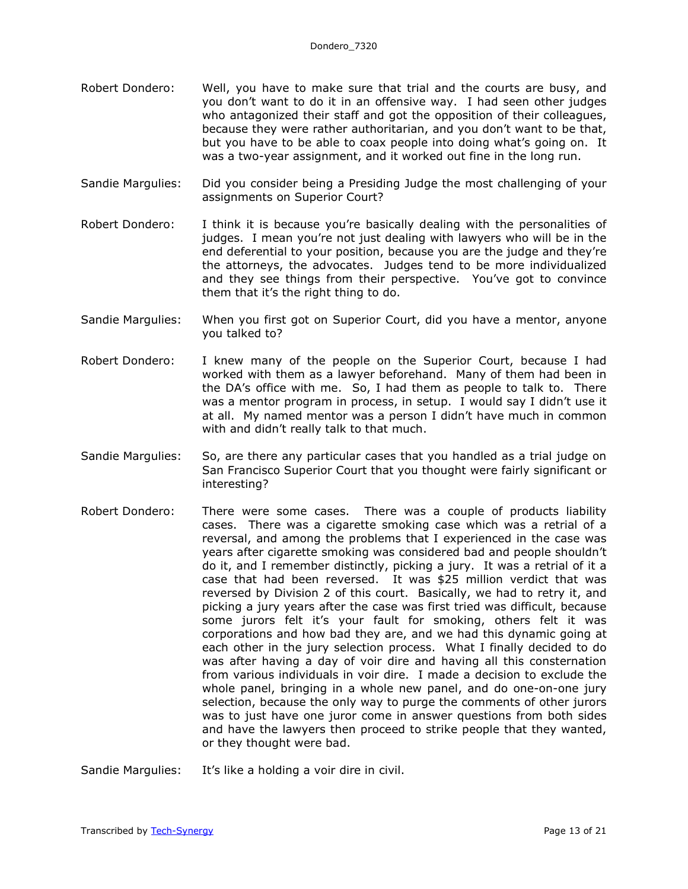Robert Dondero: Well, you have to make sure that trial and the courts are busy, and you don't want to do it in an offensive way. I had seen other judges who antagonized their staff and got the opposition of their colleagues, because they were rather authoritarian, and you don't want to be that, but you have to be able to coax people into doing what's going on. It was a two-year assignment, and it worked out fine in the long run.

Sandie Margulies: Did you consider being a Presiding Judge the most challenging of your assignments on Superior Court?

Robert Dondero: I think it is because you're basically dealing with the personalities of judges. I mean you're not just dealing with lawyers who will be in the end deferential to your position, because you are the judge and they're the attorneys, the advocates. Judges tend to be more individualized and they see things from their perspective. You've got to convince them that it's the right thing to do.

Sandie Margulies: When you first got on Superior Court, did you have a mentor, anyone you talked to?

Robert Dondero: I knew many of the people on the Superior Court, because I had worked with them as a lawyer beforehand. Many of them had been in the DA's office with me. So, I had them as people to talk to. There was a mentor program in process, in setup. I would say I didn't use it at all. My named mentor was a person I didn't have much in common with and didn't really talk to that much.

Sandie Margulies: So, are there any particular cases that you handled as a trial judge on San Francisco Superior Court that you thought were fairly significant or interesting?

Robert Dondero: There were some cases. There was a couple of products liability cases. There was a cigarette smoking case which was a retrial of a reversal, and among the problems that I experienced in the case was years after cigarette smoking was considered bad and people shouldn't do it, and I remember distinctly, picking a jury. It was a retrial of it a case that had been reversed. It was $25 million verdict that was reversed by Division 2 of this court. Basically, we had to retry it, and picking a jury years after the case was first tried was difficult, because some jurors felt it's your fault for smoking, others felt it was corporations and how bad they are, and we had this dynamic going at each other in the jury selection process. What I finally decided to do was after having a day of voir dire and having all this consternation from various individuals in voir dire. I made a decision to exclude the whole panel, bringing in a whole new panel, and do one-on-one jury selection, because the only way to purge the comments of other jurors was to just have one juror come in answer questions from both sides and have the lawyers then proceed to strike people that they wanted, or they thought were bad.

Sandie Margulies: It's like a holding a voir dire in civil.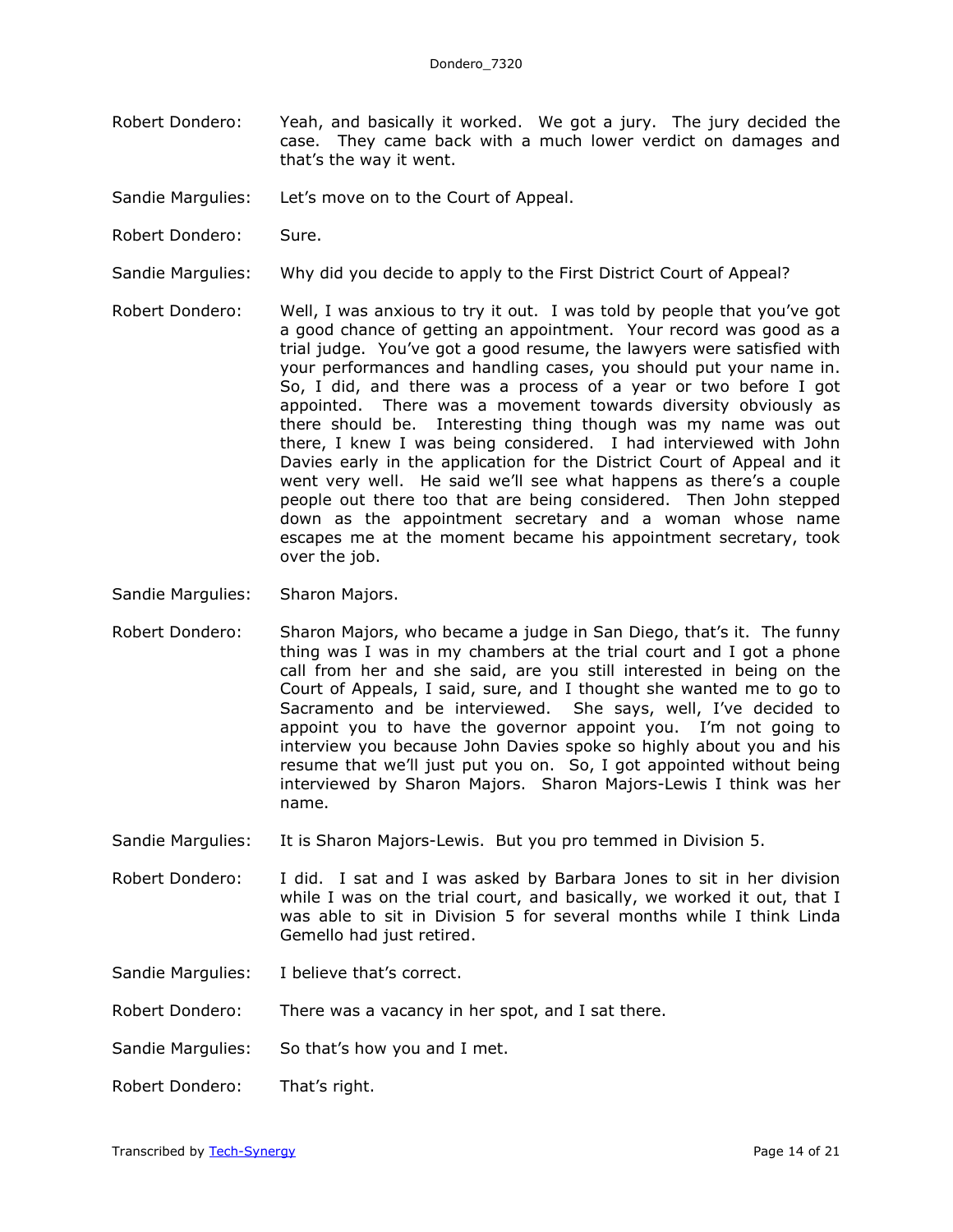Robert Dondero: Yeah, and basically it worked. We got a jury. The jury decided the case. They came back with a much lower verdict on damages and that's the way it went.

Sandie Margulies: Let's move on to the Court of Appeal.

Robert Dondero: Sure.

Sandie Margulies: Why did you decide to apply to the First District Court of Appeal?

Robert Dondero: Well, I was anxious to try it out. I was told by people that you've got a good chance of getting an appointment. Your record was good as a trial judge. You've got a good resume, the lawyers were satisfied with your performances and handling cases, you should put your name in. So, I did, and there was a process of a year or two before I got appointed. There was a movement towards diversity obviously as there should be. Interesting thing though was my name was out there, I knew I was being considered. I had interviewed with John Davies early in the application for the District Court of Appeal and it went very well. He said we'll see what happens as there's a couple people out there too that are being considered. Then John stepped down as the appointment secretary and a woman whose name escapes me at the moment became his appointment secretary, took over the job.

Sandie Margulies: Sharon Majors.

Robert Dondero: Sharon Majors, who became a judge in San Diego, that's it. The funny thing was I was in my chambers at the trial court and I got a phone call from her and she said, are you still interested in being on the Court of Appeals, I said, sure, and I thought she wanted me to go to Sacramento and be interviewed. She says, well, I've decided to appoint you to have the governor appoint you. I'm not going to interview you because John Davies spoke so highly about you and his resume that we'll just put you on. So, I got appointed without being interviewed by Sharon Majors. Sharon Majors-Lewis I think was her name.

Sandie Margulies: It is Sharon Majors-Lewis. But you pro temmed in Division 5.

Robert Dondero: I did. I sat and I was asked by Barbara Jones to sit in her division while I was on the trial court, and basically, we worked it out, that I was able to sit in Division 5 for several months while I think Linda Gemello had just retired.

Sandie Margulies: I believe that's correct.

Robert Dondero: There was a vacancy in her spot, and I sat there.

Sandie Margulies: So that's how you and I met.

Robert Dondero: That's right.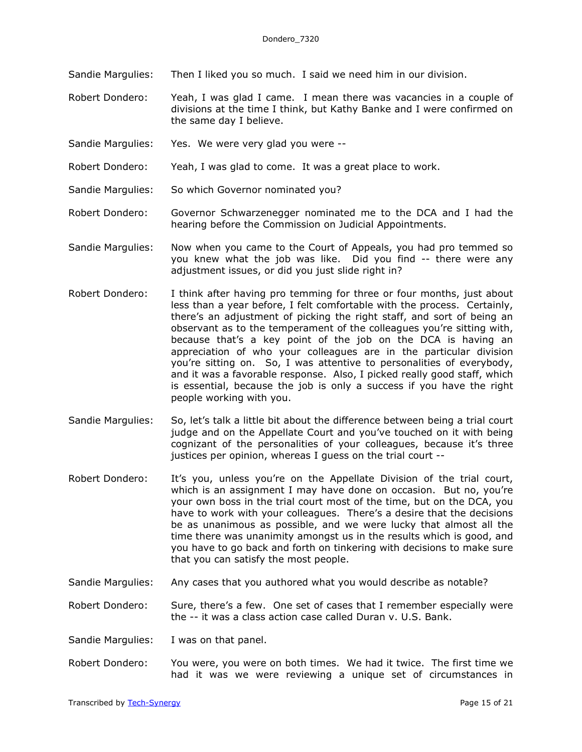Sandie Margulies: Then I liked you so much. I said we need him in our division.

Robert Dondero: Yeah, I was glad I came. I mean there was vacancies in a couple of divisions at the time I think, but Kathy Banke and I were confirmed on the same day I believe.

Sandie Margulies: Yes. We were very glad you were --

Robert Dondero: Yeah, I was glad to come. It was a great place to work.

Sandie Margulies: So which Governor nominated you?

Robert Dondero: Governor Schwarzenegger nominated me to the DCA and I had the hearing before the Commission on Judicial Appointments.

Sandie Margulies: Now when you came to the Court of Appeals, you had pro temmed so you knew what the job was like. Did you find -- there were any adjustment issues, or did you just slide right in?

Robert Dondero: I think after having pro temming for three or four months, just about less than a year before, I felt comfortable with the process. Certainly, there's an adjustment of picking the right staff, and sort of being an observant as to the temperament of the colleagues you're sitting with, because that's a key point of the job on the DCA is having an appreciation of who your colleagues are in the particular division you're sitting on. So, I was attentive to personalities of everybody, and it was a favorable response. Also, I picked really good staff, which is essential, because the job is only a success if you have the right people working with you.

Sandie Margulies: So, let's talk a little bit about the difference between being a trial court judge and on the Appellate Court and you've touched on it with being cognizant of the personalities of your colleagues, because it's three justices per opinion, whereas I guess on the trial court --

Robert Dondero: It's you, unless you're on the Appellate Division of the trial court, which is an assignment I may have done on occasion. But no, you're your own boss in the trial court most of the time, but on the DCA, you have to work with your colleagues. There's a desire that the decisions be as unanimous as possible, and we were lucky that almost all the time there was unanimity amongst us in the results which is good, and you have to go back and forth on tinkering with decisions to make sure that you can satisfy the most people.

Sandie Margulies: Any cases that you authored what you would describe as notable?

Robert Dondero: Sure, there's a few. One set of cases that I remember especially were the -- it was a class action case called Duran v. U.S. Bank.

Sandie Margulies: I was on that panel.

Robert Dondero: You were, you were on both times. We had it twice. The first time we had it was we were reviewing a unique set of circumstances in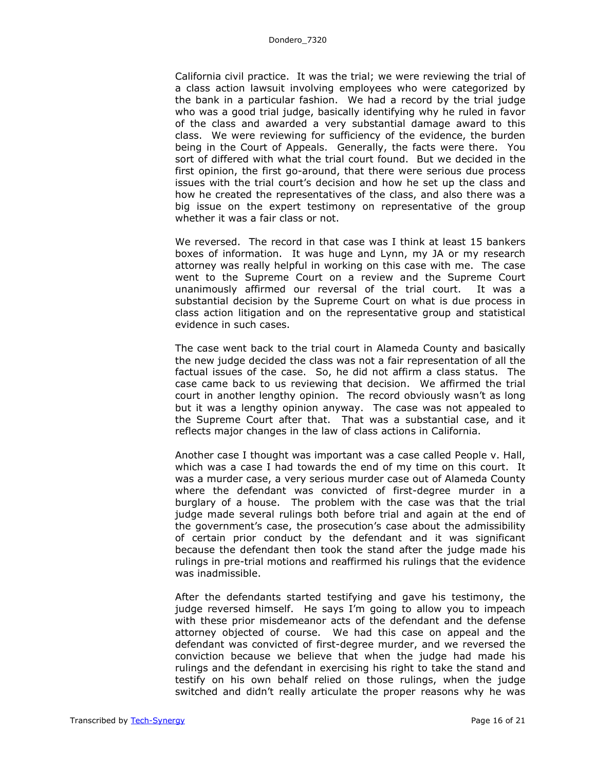California civil practice. It was the trial; we were reviewing the trial of a class action lawsuit involving employees who were categorized by the bank in a particular fashion. We had a record by the trial judge who was a good trial judge, basically identifying why he ruled in favor of the class and awarded a very substantial damage award to this class. We were reviewing for sufficiency of the evidence, the burden being in the Court of Appeals. Generally, the facts were there. You sort of differed with what the trial court found. But we decided in the first opinion, the first go-around, that there were serious due process issues with the trial court's decision and how he set up the class and how he created the representatives of the class, and also there was a big issue on the expert testimony on representative of the group whether it was a fair class or not.

We reversed. The record in that case was I think at least 15 bankers boxes of information. It was huge and Lynn, my JA or my research attorney was really helpful in working on this case with me. The case went to the Supreme Court on a review and the Supreme Court unanimously affirmed our reversal of the trial court. It was a substantial decision by the Supreme Court on what is due process in class action litigation and on the representative group and statistical evidence in such cases.

The case went back to the trial court in Alameda County and basically the new judge decided the class was not a fair representation of all the factual issues of the case. So, he did not affirm a class status. The case came back to us reviewing that decision. We affirmed the trial court in another lengthy opinion. The record obviously wasn't as long but it was a lengthy opinion anyway. The case was not appealed to the Supreme Court after that. That was a substantial case, and it reflects major changes in the law of class actions in California.

Another case I thought was important was a case called People v. Hall, which was a case I had towards the end of my time on this court. It was a murder case, a very serious murder case out of Alameda County where the defendant was convicted of first-degree murder in a burglary of a house. The problem with the case was that the trial judge made several rulings both before trial and again at the end of the government's case, the prosecution's case about the admissibility of certain prior conduct by the defendant and it was significant because the defendant then took the stand after the judge made his rulings in pre-trial motions and reaffirmed his rulings that the evidence was inadmissible.

After the defendants started testifying and gave his testimony, the judge reversed himself. He says I'm going to allow you to impeach with these prior misdemeanor acts of the defendant and the defense attorney objected of course. We had this case on appeal and the defendant was convicted of first-degree murder, and we reversed the conviction because we believe that when the judge had made his rulings and the defendant in exercising his right to take the stand and testify on his own behalf relied on those rulings, when the judge switched and didn't really articulate the proper reasons why he was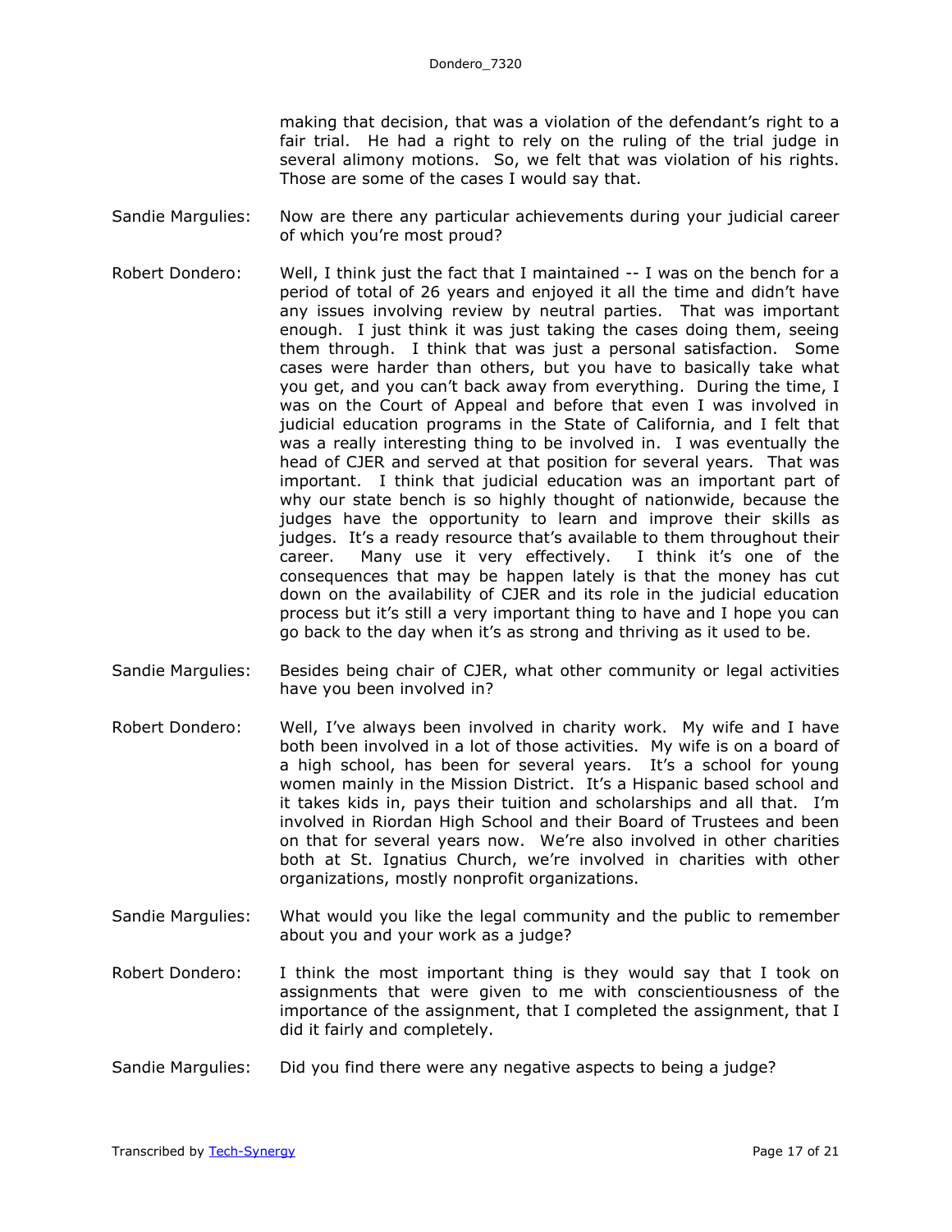making that decision, that was a violation of the defendant's right to a fair trial. He had a right to rely on the ruling of the trial judge in several alimony motions. So, we felt that was violation of his rights. Those are some of the cases I would say that.

Sandie Margulies: Now are there any particular achievements during your judicial career of which you're most proud?

Robert Dondero: Well, I think just the fact that I maintained -- I was on the bench for a period of total of 26 years and enjoyed it all the time and didn't have any issues involving review by neutral parties. That was important enough. I just think it was just taking the cases doing them, seeing them through. I think that was just a personal satisfaction. Some cases were harder than others, but you have to basically take what you get, and you can't back away from everything. During the time, I was on the Court of Appeal and before that even I was involved in judicial education programs in the State of California, and I felt that was a really interesting thing to be involved in. I was eventually the head of CJER and served at that position for several years. That was important. I think that judicial education was an important part of why our state bench is so highly thought of nationwide, because the judges have the opportunity to learn and improve their skills as judges. It's a ready resource that's available to them throughout their career. Many use it very effectively. I think it's one of the consequences that may be happen lately is that the money has cut down on the availability of CJER and its role in the judicial education process but it's still a very important thing to have and I hope you can go back to the day when it's as strong and thriving as it used to be.

Sandie Margulies: Besides being chair of CJER, what other community or legal activities have you been involved in?

Robert Dondero: Well, I've always been involved in charity work. My wife and I have both been involved in a lot of those activities. My wife is on a board of a high school, has been for several years. It's a school for young women mainly in the Mission District. It's a Hispanic based school and it takes kids in, pays their tuition and scholarships and all that. I'm involved in Riordan High School and their Board of Trustees and been on that for several years now. We're also involved in other charities both at St. Ignatius Church, we're involved in charities with other organizations, mostly nonprofit organizations.

Sandie Margulies: What would you like the legal community and the public to remember about you and your work as a judge?

Robert Dondero: I think the most important thing is they would say that I took on assignments that were given to me with conscientiousness of the importance of the assignment, that I completed the assignment, that I did it fairly and completely.

Sandie Margulies: Did you find there were any negative aspects to being a judge?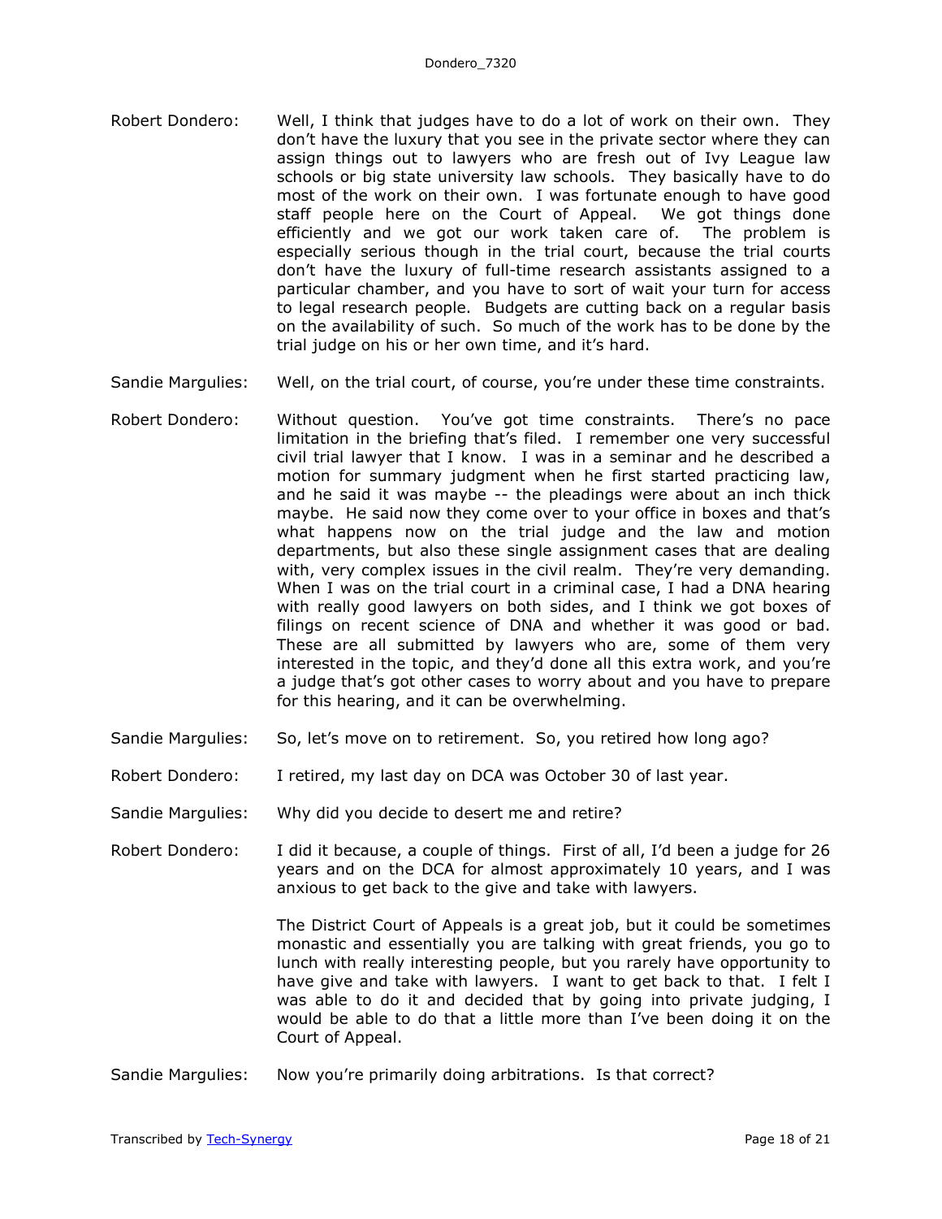Robert Dondero: Well, I think that judges have to do a lot of work on their own. They don't have the luxury that you see in the private sector where they can assign things out to lawyers who are fresh out of Ivy League law schools or big state university law schools. They basically have to do most of the work on their own. I was fortunate enough to have good staff people here on the Court of Appeal. We got things done efficiently and we got our work taken care of. The problem is especially serious though in the trial court, because the trial courts don't have the luxury of full-time research assistants assigned to a particular chamber, and you have to sort of wait your turn for access to legal research people. Budgets are cutting back on a regular basis on the availability of such. So much of the work has to be done by the trial judge on his or her own time, and it's hard.

Sandie Margulies: Well, on the trial court, of course, you're under these time constraints.

Robert Dondero: Without question. You've got time constraints. There's no pace limitation in the briefing that's filed. I remember one very successful civil trial lawyer that I know. I was in a seminar and he described a motion for summary judgment when he first started practicing law, and he said it was maybe -- the pleadings were about an inch thick maybe. He said now they come over to your office in boxes and that's what happens now on the trial judge and the law and motion departments, but also these single assignment cases that are dealing with, very complex issues in the civil realm. They're very demanding. When I was on the trial court in a criminal case, I had a DNA hearing with really good lawyers on both sides, and I think we got boxes of filings on recent science of DNA and whether it was good or bad. These are all submitted by lawyers who are, some of them very interested in the topic, and they'd done all this extra work, and you're a judge that's got other cases to worry about and you have to prepare for this hearing, and it can be overwhelming.

Sandie Margulies: So, let's move on to retirement. So, you retired how long ago?

Robert Dondero: I retired, my last day on DCA was October 30 of last year.

Sandie Margulies: Why did you decide to desert me and retire?

Robert Dondero: I did it because, a couple of things. First of all, I'd been a judge for 26 years and on the DCA for almost approximately 10 years, and I was anxious to get back to the give and take with lawyers.

The District Court of Appeals is a great job, but it could be sometimes monastic and essentially you are talking with great friends, you go to lunch with really interesting people, but you rarely have opportunity to have give and take with lawyers. I want to get back to that. I felt I was able to do it and decided that by going into private judging, I would be able to do that a little more than I've been doing it on the Court of Appeal.

Sandie Margulies: Now you're primarily doing arbitrations. Is that correct?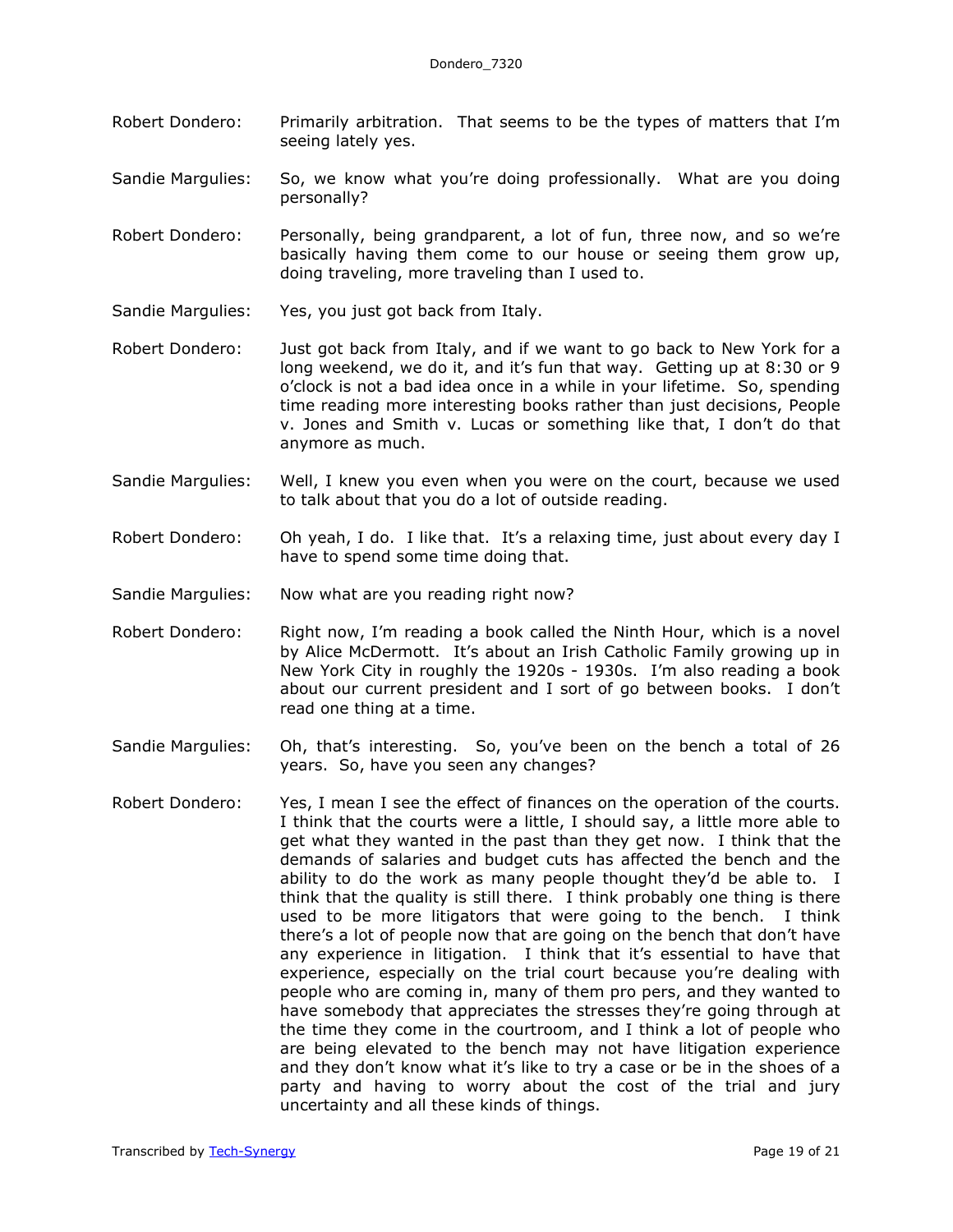Robert Dondero: Primarily arbitration. That seems to be the types of matters that I'm seeing lately yes.

Sandie Margulies: So, we know what you're doing professionally. What are you doing personally?

Robert Dondero: Personally, being grandparent, a lot of fun, three now, and so we're basically having them come to our house or seeing them grow up, doing traveling, more traveling than I used to.

Sandie Margulies: Yes, you just got back from Italy.

Robert Dondero: Just got back from Italy, and if we want to go back to New York for a long weekend, we do it, and it's fun that way. Getting up at 8:30 or 9 o'clock is not a bad idea once in a while in your lifetime. So, spending time reading more interesting books rather than just decisions, People v. Jones and Smith v. Lucas or something like that, I don't do that anymore as much.

Sandie Margulies: Well, I knew you even when you were on the court, because we used to talk about that you do a lot of outside reading.

Robert Dondero: Oh yeah, I do. I like that. It's a relaxing time, just about every day I have to spend some time doing that.

Sandie Margulies: Now what are you reading right now?

Robert Dondero: Right now, I'm reading a book called the Ninth Hour, which is a novel by Alice McDermott. It's about an Irish Catholic Family growing up in New York City in roughly the 1920s - 1930s. I'm also reading a book about our current president and I sort of go between books. I don't read one thing at a time.

Sandie Margulies: Oh, that's interesting. So, you've been on the bench a total of 26 years. So, have you seen any changes?

Robert Dondero: Yes, I mean I see the effect of finances on the operation of the courts. I think that the courts were a little, I should say, a little more able to get what they wanted in the past than they get now. I think that the demands of salaries and budget cuts has affected the bench and the ability to do the work as many people thought they'd be able to. I think that the quality is still there. I think probably one thing is there used to be more litigators that were going to the bench. I think there's a lot of people now that are going on the bench that don't have any experience in litigation. I think that it's essential to have that experience, especially on the trial court because you're dealing with people who are coming in, many of them pro pers, and they wanted to have somebody that appreciates the stresses they're going through at the time they come in the courtroom, and I think a lot of people who are being elevated to the bench may not have litigation experience and they don't know what it's like to try a case or be in the shoes of a party and having to worry about the cost of the trial and jury uncertainty and all these kinds of things.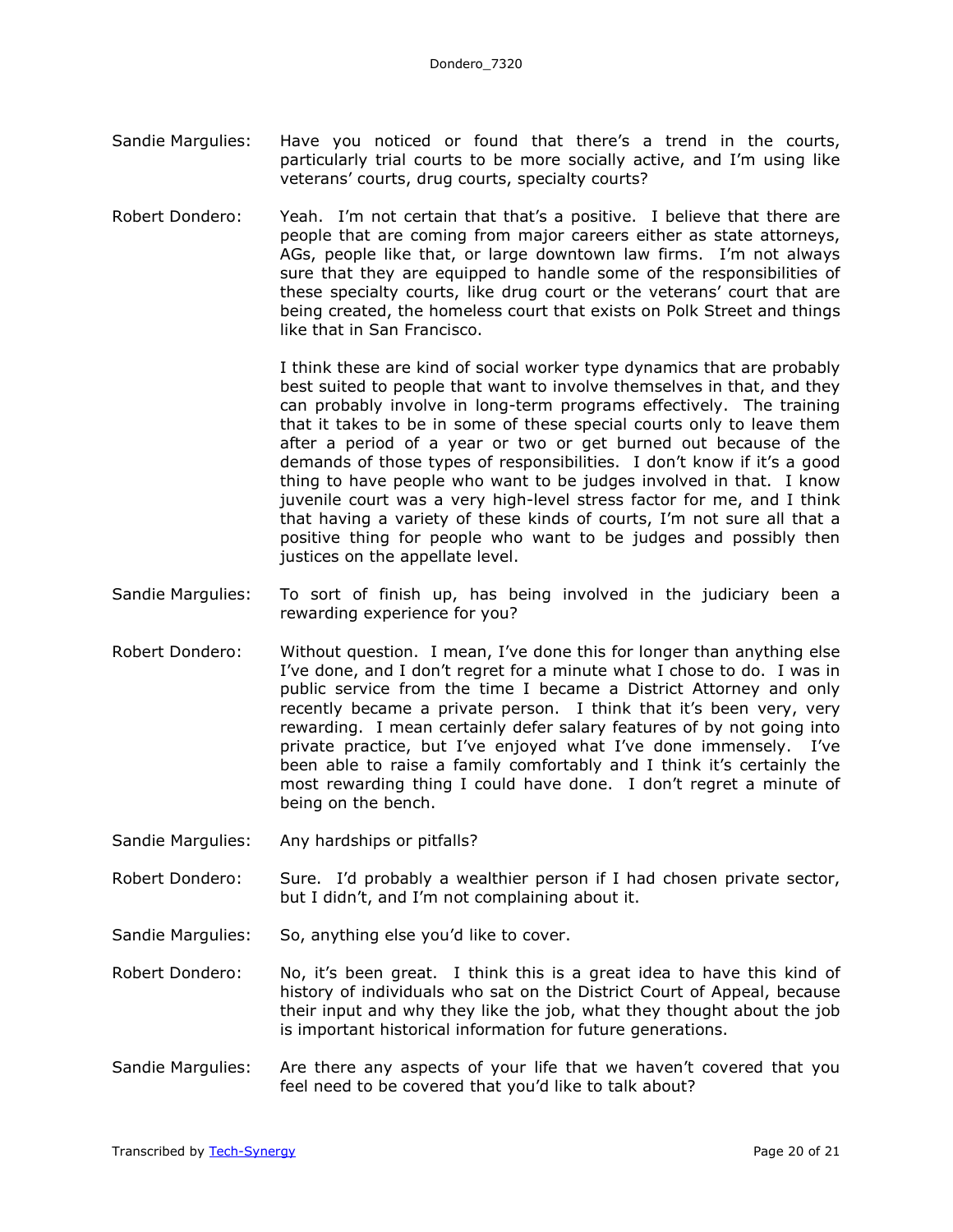Sandie Margulies: Have you noticed or found that there's a trend in the courts, particularly trial courts to be more socially active, and I'm using like veterans' courts, drug courts, specialty courts?

Robert Dondero: Yeah. I'm not certain that that's a positive. I believe that there are people that are coming from major careers either as state attorneys, AGs, people like that, or large downtown law firms. I'm not always sure that they are equipped to handle some of the responsibilities of these specialty courts, like drug court or the veterans' court that are being created, the homeless court that exists on Polk Street and things like that in San Francisco.

I think these are kind of social worker type dynamics that are probably best suited to people that want to involve themselves in that, and they can probably involve in long-term programs effectively. The training that it takes to be in some of these special courts only to leave them after a period of a year or two or get burned out because of the demands of those types of responsibilities. I don't know if it's a good thing to have people who want to be judges involved in that. I know juvenile court was a very high-level stress factor for me, and I think that having a variety of these kinds of courts, I'm not sure all that a positive thing for people who want to be judges and possibly then justices on the appellate level.

Sandie Margulies: To sort of finish up, has being involved in the judiciary been a rewarding experience for you?

Robert Dondero: Without question. I mean, I've done this for longer than anything else I've done, and I don't regret for a minute what I chose to do. I was in public service from the time I became a District Attorney and only recently became a private person. I think that it's been very, very rewarding. I mean certainly defer salary features of by not going into private practice, but I've enjoyed what I've done immensely. I've been able to raise a family comfortably and I think it's certainly the most rewarding thing I could have done. I don't regret a minute of being on the bench.

Sandie Margulies: Any hardships or pitfalls?

Robert Dondero: Sure. I'd probably a wealthier person if I had chosen private sector, but I didn't, and I'm not complaining about it.

Sandie Margulies: So, anything else you'd like to cover.

Robert Dondero: No, it's been great. I think this is a great idea to have this kind of history of individuals who sat on the District Court of Appeal, because their input and why they like the job, what they thought about the job is important historical information for future generations.

Sandie Margulies: Are there any aspects of your life that we haven't covered that you feel need to be covered that you'd like to talk about?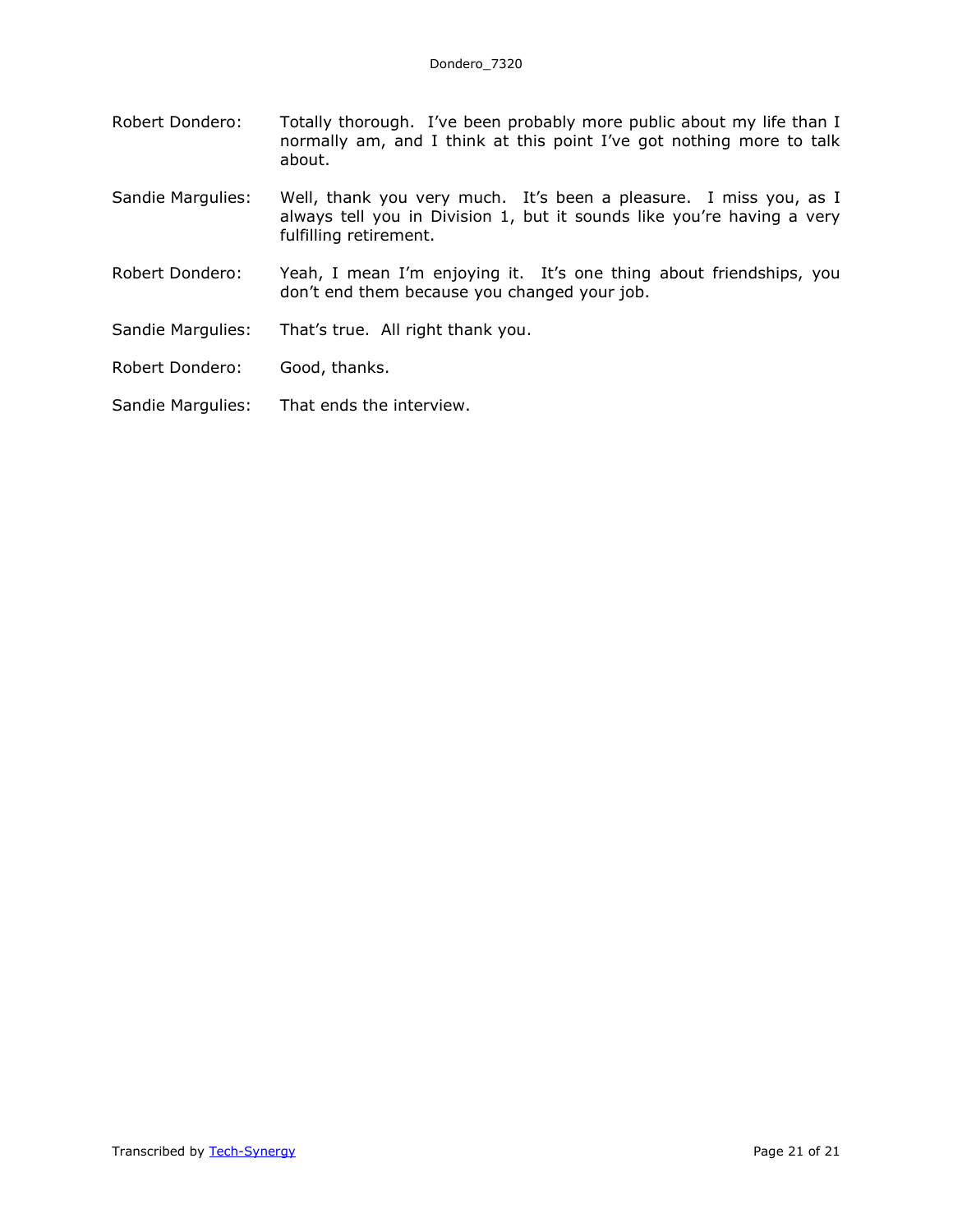Robert Dondero: Totally thorough. I've been probably more public about my life than I normally am, and I think at this point I've got nothing more to talk about.

Sandie Margulies: Well, thank you very much. It's been a pleasure. I miss you, as I always tell you in Division 1, but it sounds like you're having a very fulfilling retirement.

Robert Dondero: Yeah, I mean I'm enjoying it. It's one thing about friendships, you don't end them because you changed your job.

Sandie Margulies: That's true. All right thank you.

Robert Dondero: Good, thanks.

Sandie Margulies: That ends the interview.